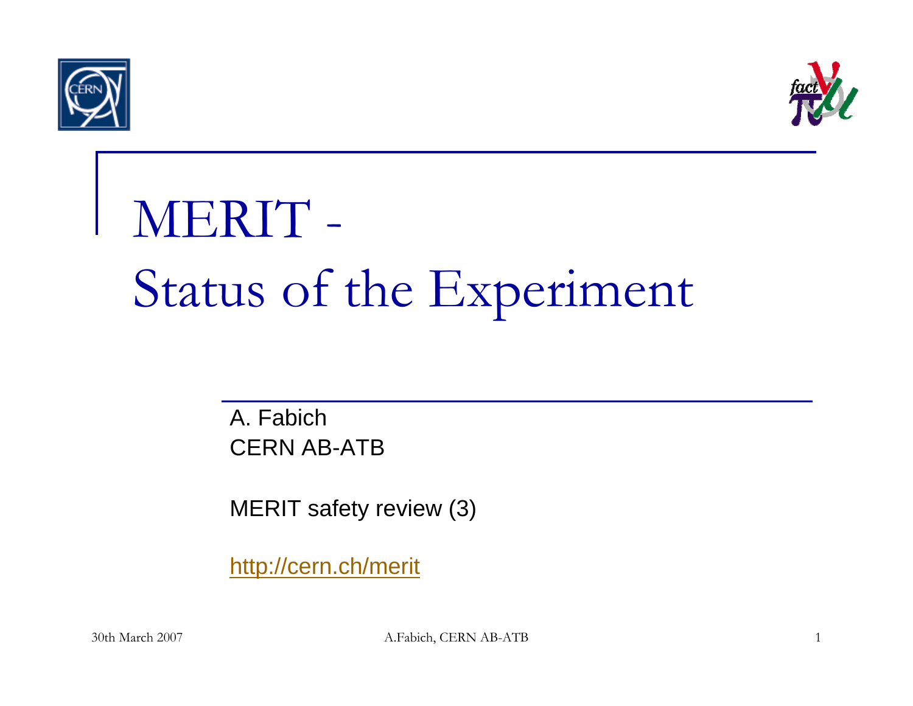# MERIT - Status of the Experiment

A. Fabich
CERN AB-ATB

MERIT safety review (3)

http://cern.ch/merit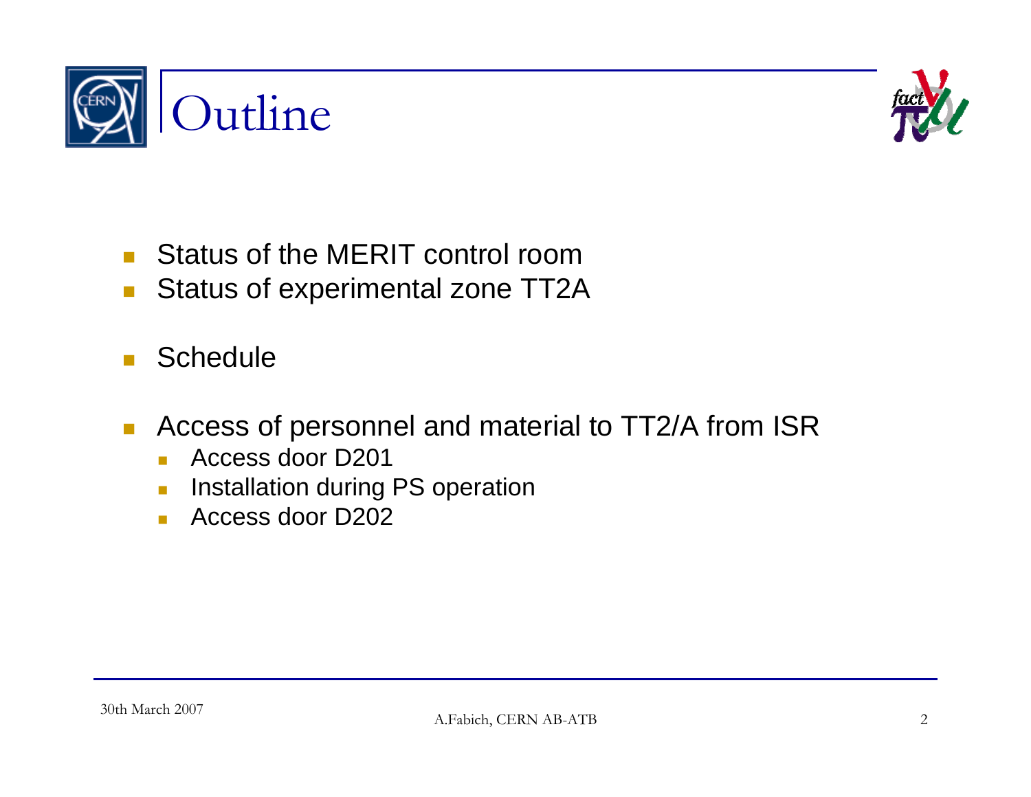# Outline

- Status of the MERIT control room
- Status of experimental zone TT2A
- Schedule
- Access of personnel and material to TT2/A from ISR
  - Access door D201
  - Installation during PS operation
  - Access door D202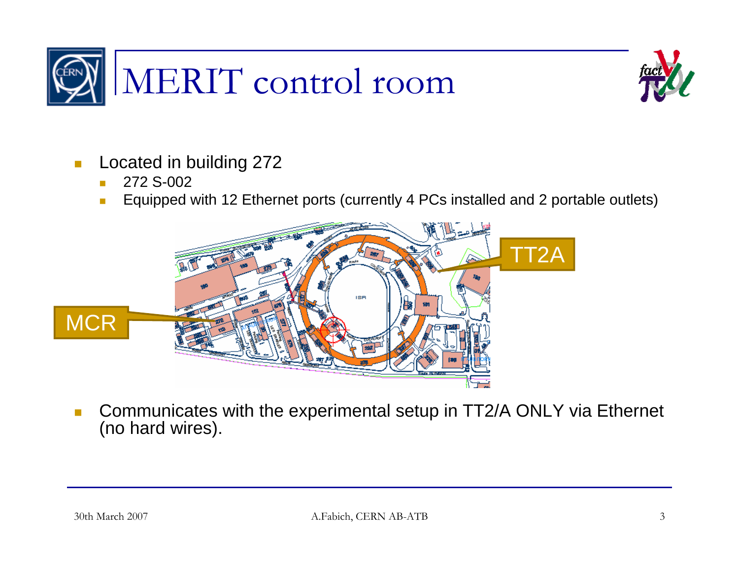# MERIT control room

- Located in building 272
  - 272 S-002
  - Equipped with 12 Ethernet ports (currently 4 PCs installed and 2 portable outlets)

MCR

TT2A

- Communicates with the experimental setup in TT2/A ONLY via Ethernet (no hard wires).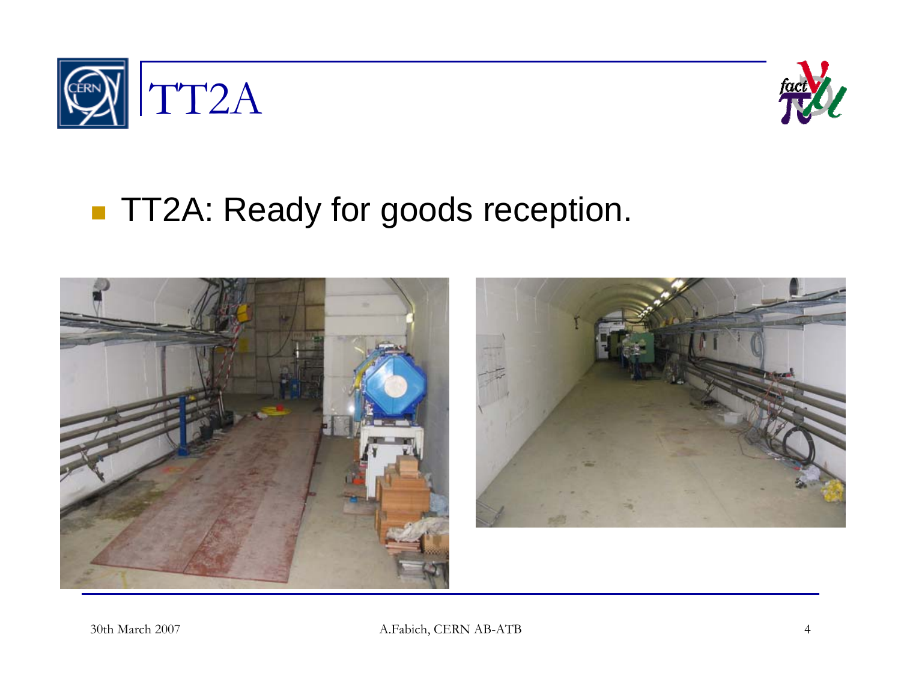# TT2A

- TT2A: Ready for goods reception.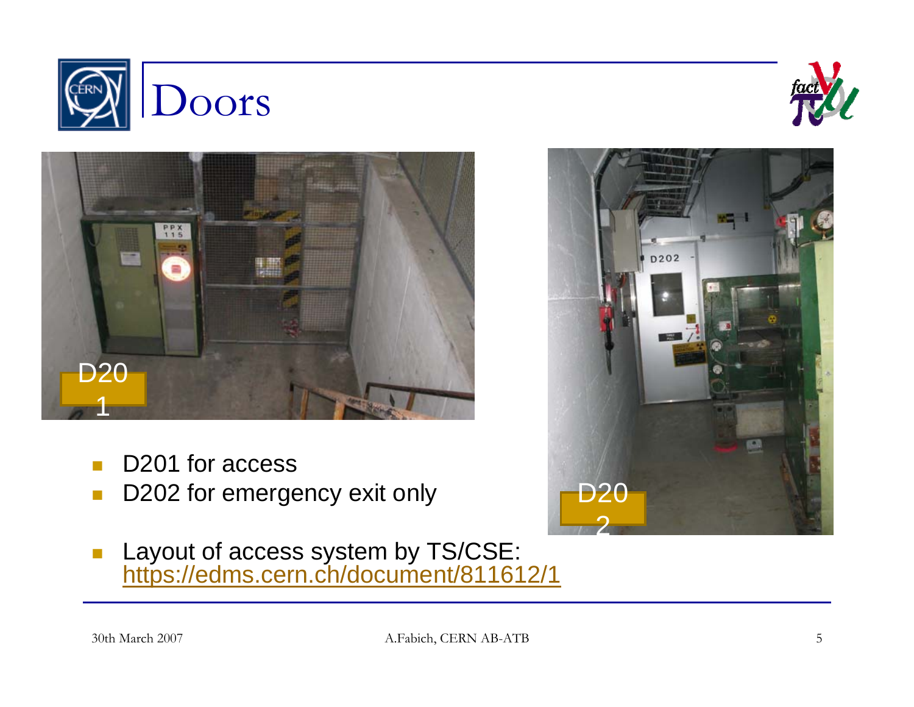# Doors

- D201 for access
- D202 for emergency exit only
- Layout of access system by TS/CSE: https://edms.cern.ch/document/811612/1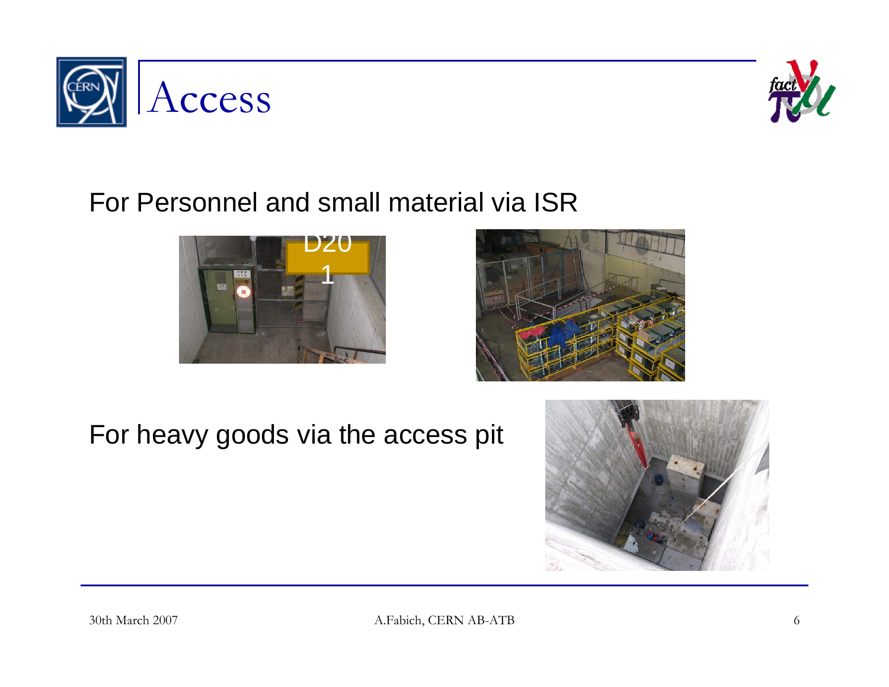# Access

For Personnel and small material via ISR

For heavy goods via the access pit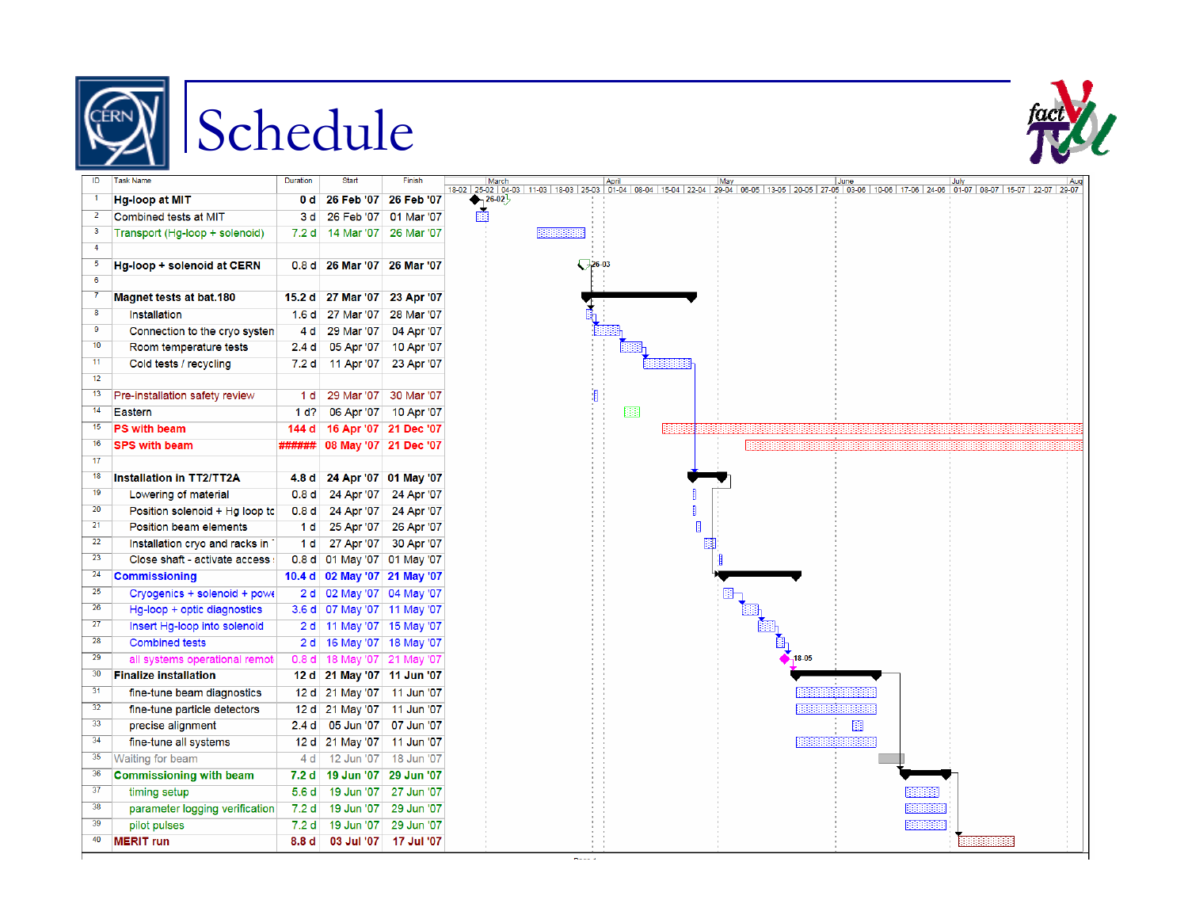# Schedule

| ID | Task Name | Duration | Start | Finish |
|---|---|---|---|---|
| 1 | **Hg-loop at MIT** | **0 d** | **26 Feb '07** | **26 Feb '07** |
| 2 | Combined tests at MIT | 3 d | 26 Feb '07 | 01 Mar '07 |
| 3 | Transport (Hg-loop + solenoid) | 7.2 d | 14 Mar '07 | 26 Mar '07 |
| 4 | | | | |
| 5 | **Hg-loop + solenoid at CERN** | **0.8 d** | **26 Mar '07** | **26 Mar '07** |
| 6 | | | | |
| 7 | **Magnet tests at bat.180** | **15.2 d** | **27 Mar '07** | **23 Apr '07** |
| 8 | Installation | 1.6 d | 27 Mar '07 | 28 Mar '07 |
| 9 | Connection to the cryo systen | 4 d | 29 Mar '07 | 04 Apr '07 |
| 10 | Room temperature tests | 2.4 d | 05 Apr '07 | 10 Apr '07 |
| 11 | Cold tests / recycling | 7.2 d | 11 Apr '07 | 23 Apr '07 |
| 12 | | | | |
| 13 | Pre-installation safety review | 1 d | 29 Mar '07 | 30 Mar '07 |
| 14 | Eastern | 1 d? | 06 Apr '07 | 10 Apr '07 |
| 15 | **PS with beam** | **144 d** | **16 Apr '07** | **21 Dec '07** |
| 16 | **SPS with beam** | **######** | **08 May '07** | **21 Dec '07** |
| 17 | | | | |
| 18 | **Installation in TT2/TT2A** | **4.8 d** | **24 Apr '07** | **01 May '07** |
| 19 | Lowering of material | 0.8 d | 24 Apr '07 | 24 Apr '07 |
| 20 | Position solenoid + Hg loop tc | 0.8 d | 24 Apr '07 | 24 Apr '07 |
| 21 | Position beam elements | 1 d | 25 Apr '07 | 26 Apr '07 |
| 22 | Installation cryo and racks in | 1 d | 27 Apr '07 | 30 Apr '07 |
| 23 | Close shaft - activate access | 0.8 d | 01 May '07 | 01 May '07 |
| 24 | **Commissioning** | **10.4 d** | **02 May '07** | **21 May '07** |
| 25 | Cryogenics + solenoid + powe | 2 d | 02 May '07 | 04 May '07 |
| 26 | Hg-loop + optic diagnostics | 3.6 d | 07 May '07 | 11 May '07 |
| 27 | Insert Hg-loop into solenoid | 2 d | 11 May '07 | 15 May '07 |
| 28 | Combined tests | 2 d | 16 May '07 | 18 May '07 |
| 29 | all systems operational remot | 0.8 d | 18 May '07 | 21 May '07 |
| 30 | **Finalize installation** | **12 d** | **21 May '07** | **11 Jun '07** |
| 31 | fine-tune beam diagnostics | 12 d | 21 May '07 | 11 Jun '07 |
| 32 | fine-tune particle detectors | 12 d | 21 May '07 | 11 Jun '07 |
| 33 | precise alignment | 2.4 d | 05 Jun '07 | 07 Jun '07 |
| 34 | fine-tune all systems | 12 d | 21 May '07 | 11 Jun '07 |
| 35 | Waiting for beam | 4 d | 12 Jun '07 | 18 Jun '07 |
| 36 | **Commissioning with beam** | **7.2 d** | **19 Jun '07** | **29 Jun '07** |
| 37 | timing setup | 5.6 d | 19 Jun '07 | 27 Jun '07 |
| 38 | parameter logging verification | 7.2 d | 19 Jun '07 | 29 Jun '07 |
| 39 | pilot pulses | 7.2 d | 19 Jun '07 | 29 Jun '07 |
| 40 | **MERIT run** | **8.8 d** | **03 Jul '07** | **17 Jul '07** |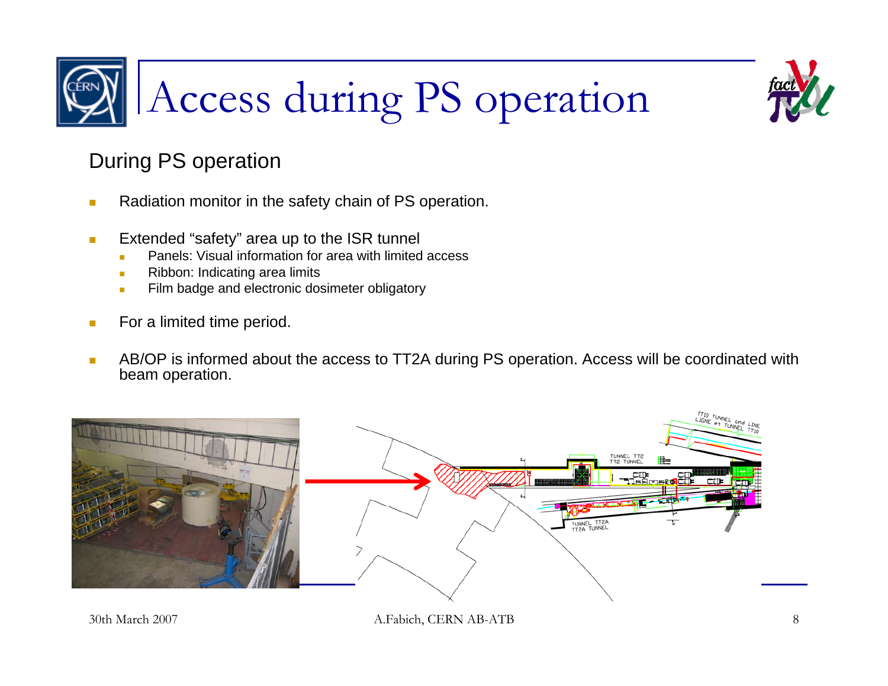# Access during PS operation

## During PS operation

- Radiation monitor in the safety chain of PS operation.
- Extended "safety" area up to the ISR tunnel
  - Panels: Visual information for area with limited access
  - Ribbon: Indicating area limits
  - Film badge and electronic dosimeter obligatory
- For a limited time period.
- AB/OP is informed about the access to TT2A during PS operation. Access will be coordinated with beam operation.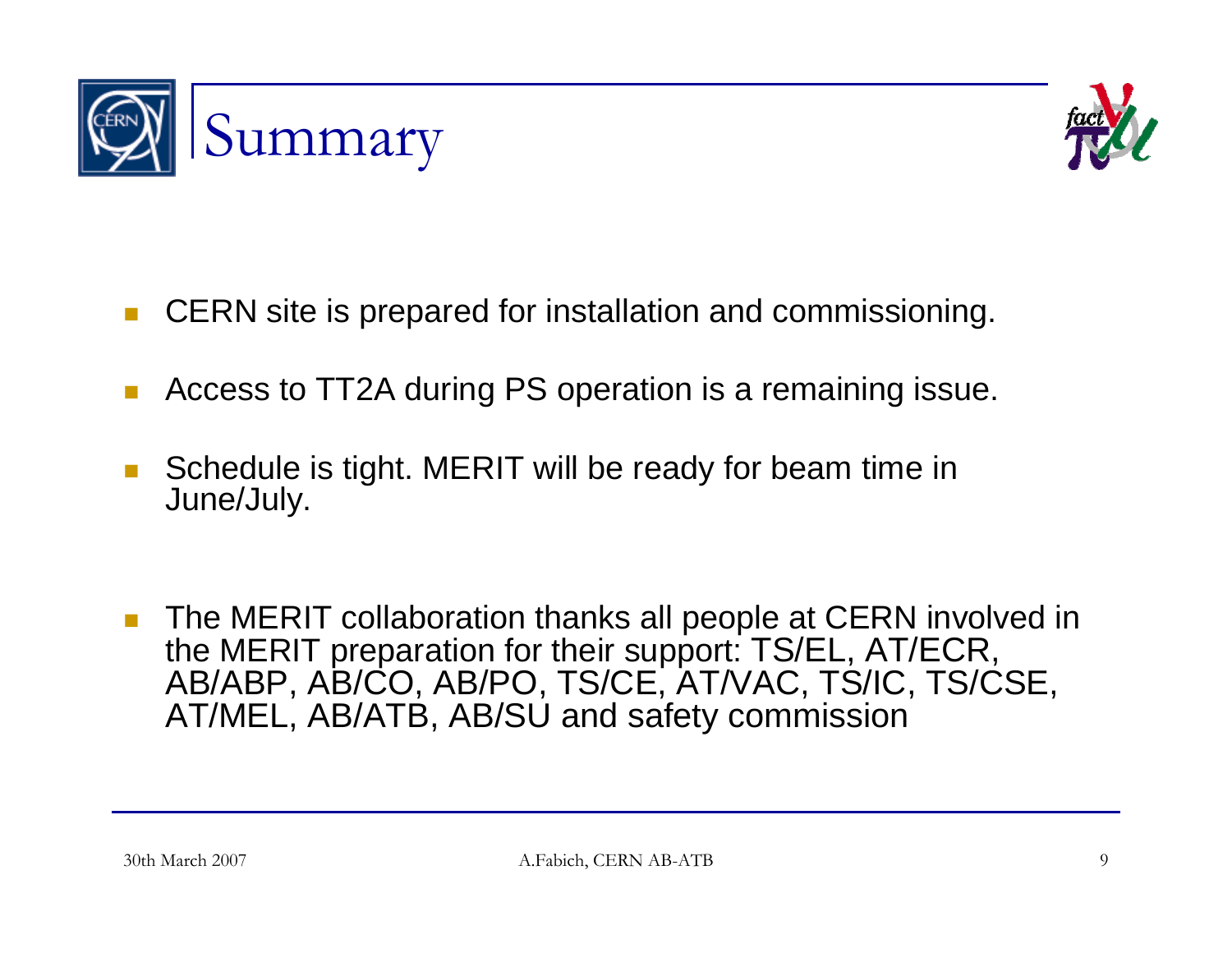# Summary

- CERN site is prepared for installation and commissioning.
- Access to TT2A during PS operation is a remaining issue.
- Schedule is tight. MERIT will be ready for beam time in June/July.

- The MERIT collaboration thanks all people at CERN involved in the MERIT preparation for their support: TS/EL, AT/ECR, AB/ABP, AB/CO, AB/PO, TS/CE, AT/VAC, TS/IC, TS/CSE, AT/MEL, AB/ATB, AB/SU and safety commission